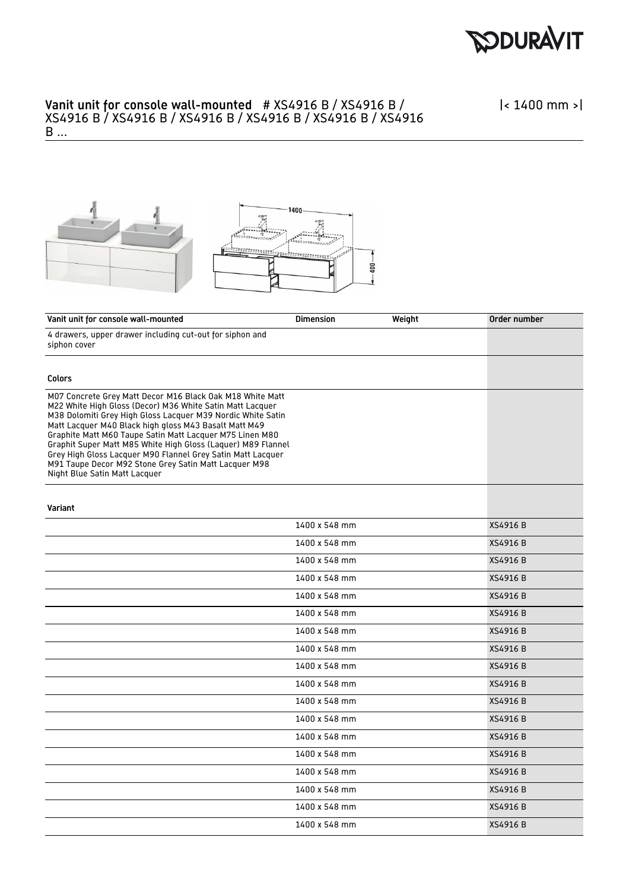# Vanit unit for console wall-mounted # XS4916 B / XS4916 B / XS4916 B / XS4916 B / XS4916 B / XS4916 B / XS4916 B / XS4916 B ...

|< 1400 mm >|

| Vanit unit for console wall-mounted | Dimension | Weight | Order number |
|---|---|---|---|
| 4 drawers, upper drawer including cut-out for siphon and siphon cover | | | |
| **Colors** | | | |
| M07 Concrete Grey Matt Decor M16 Black Oak M18 White Matt M22 White High Gloss (Decor) M36 White Satin Matt Lacquer M38 Dolomiti Grey High Gloss Lacquer M39 Nordic White Satin Matt Lacquer M40 Black high gloss M43 Basalt Matt M49 Graphite Matt M60 Taupe Satin Matt Lacquer M75 Linen M80 Graphit Super Matt M85 White High Gloss (Laquer) M89 Flannel Grey High Gloss Lacquer M90 Flannel Grey Satin Matt Lacquer M91 Taupe Decor M92 Stone Grey Satin Matt Lacquer M98 Night Blue Satin Matt Lacquer | | | |
| **Variant** | | | |
| | 1400 x 548 mm | | XS4916 B |
| | 1400 x 548 mm | | XS4916 B |
| | 1400 x 548 mm | | XS4916 B |
| | 1400 x 548 mm | | XS4916 B |
| | 1400 x 548 mm | | XS4916 B |
| | 1400 x 548 mm | | XS4916 B |
| | 1400 x 548 mm | | XS4916 B |
| | 1400 x 548 mm | | XS4916 B |
| | 1400 x 548 mm | | XS4916 B |
| | 1400 x 548 mm | | XS4916 B |
| | 1400 x 548 mm | | XS4916 B |
| | 1400 x 548 mm | | XS4916 B |
| | 1400 x 548 mm | | XS4916 B |
| | 1400 x 548 mm | | XS4916 B |
| | 1400 x 548 mm | | XS4916 B |
| | 1400 x 548 mm | | XS4916 B |
| | 1400 x 548 mm | | XS4916 B |
| | 1400 x 548 mm | | XS4916 B |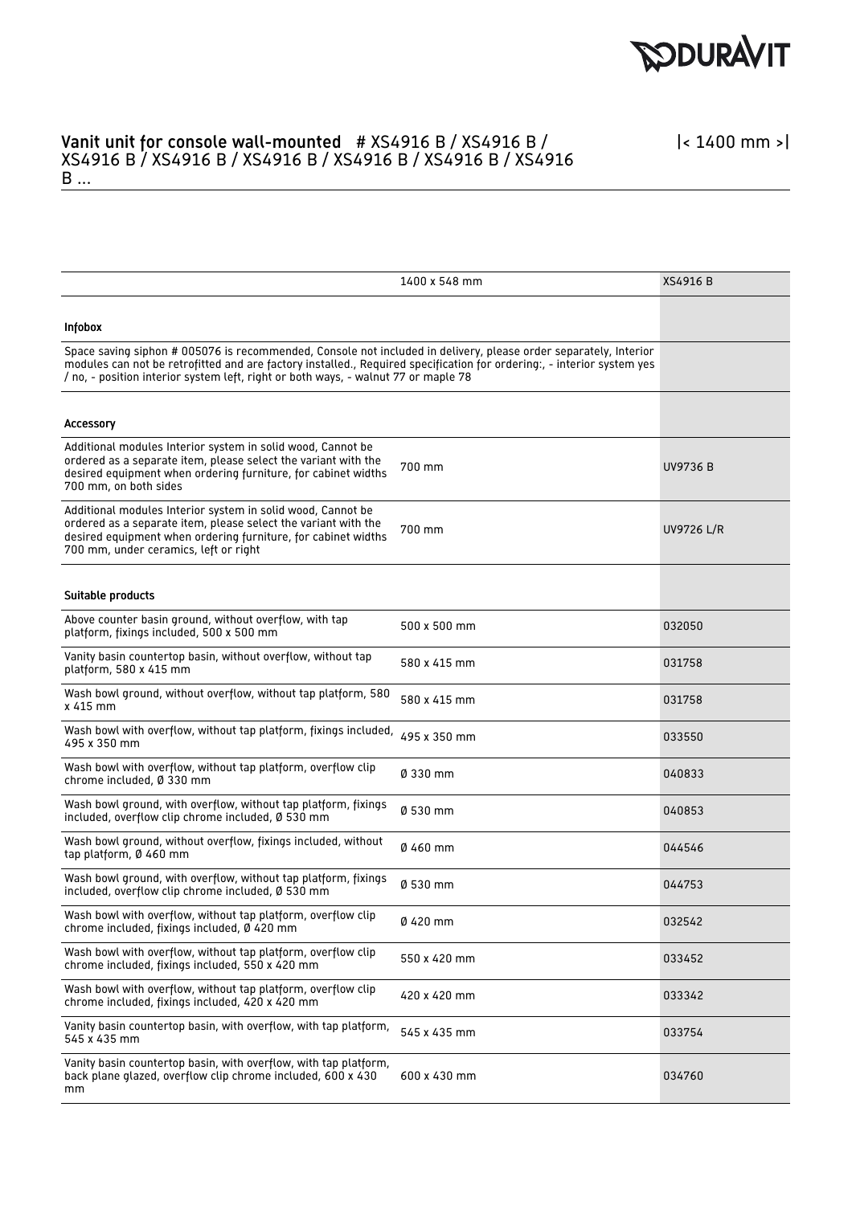## Vanit unit for console wall-mounted # XS4916 B / XS4916 B / XS4916 B / XS4916 B / XS4916 B / XS4916 B / XS4916 B / XS4916 B ...

|< 1400 mm >|

| | 1400 x 548 mm | XS4916 B |
|---|---|---|
| **Infobox** | | |
| Space saving siphon # 005076 is recommended, Console not included in delivery, please order separately, Interior modules can not be retrofitted and are factory installed., Required specification for ordering:, - interior system yes / no, - position interior system left, right or both ways, - walnut 77 or maple 78 | | |
| **Accessory** | | |
| Additional modules Interior system in solid wood, Cannot be ordered as a separate item, please select the variant with the desired equipment when ordering furniture, for cabinet widths 700 mm, on both sides | 700 mm | UV9736 B |
| Additional modules Interior system in solid wood, Cannot be ordered as a separate item, please select the variant with the desired equipment when ordering furniture, for cabinet widths 700 mm, under ceramics, left or right | 700 mm | UV9726 L/R |
| **Suitable products** | | |
| Above counter basin ground, without overflow, with tap platform, fixings included, 500 x 500 mm | 500 x 500 mm | 032050 |
| Vanity basin countertop basin, without overflow, without tap platform, 580 x 415 mm | 580 x 415 mm | 031758 |
| Wash bowl ground, without overflow, without tap platform, 580 x 415 mm | 580 x 415 mm | 031758 |
| Wash bowl with overflow, without tap platform, fixings included, 495 x 350 mm | 495 x 350 mm | 033550 |
| Wash bowl with overflow, without tap platform, overflow clip chrome included, Ø 330 mm | Ø 330 mm | 040833 |
| Wash bowl ground, with overflow, without tap platform, fixings included, overflow clip chrome included, Ø 530 mm | Ø 530 mm | 040853 |
| Wash bowl ground, without overflow, fixings included, without tap platform, Ø 460 mm | Ø 460 mm | 044546 |
| Wash bowl ground, with overflow, without tap platform, fixings included, overflow clip chrome included, Ø 530 mm | Ø 530 mm | 044753 |
| Wash bowl with overflow, without tap platform, overflow clip chrome included, fixings included, Ø 420 mm | Ø 420 mm | 032542 |
| Wash bowl with overflow, without tap platform, overflow clip chrome included, fixings included, 550 x 420 mm | 550 x 420 mm | 033452 |
| Wash bowl with overflow, without tap platform, overflow clip chrome included, fixings included, 420 x 420 mm | 420 x 420 mm | 033342 |
| Vanity basin countertop basin, with overflow, with tap platform, 545 x 435 mm | 545 x 435 mm | 033754 |
| Vanity basin countertop basin, with overflow, with tap platform, back plane glazed, overflow clip chrome included, 600 x 430 mm | 600 x 430 mm | 034760 |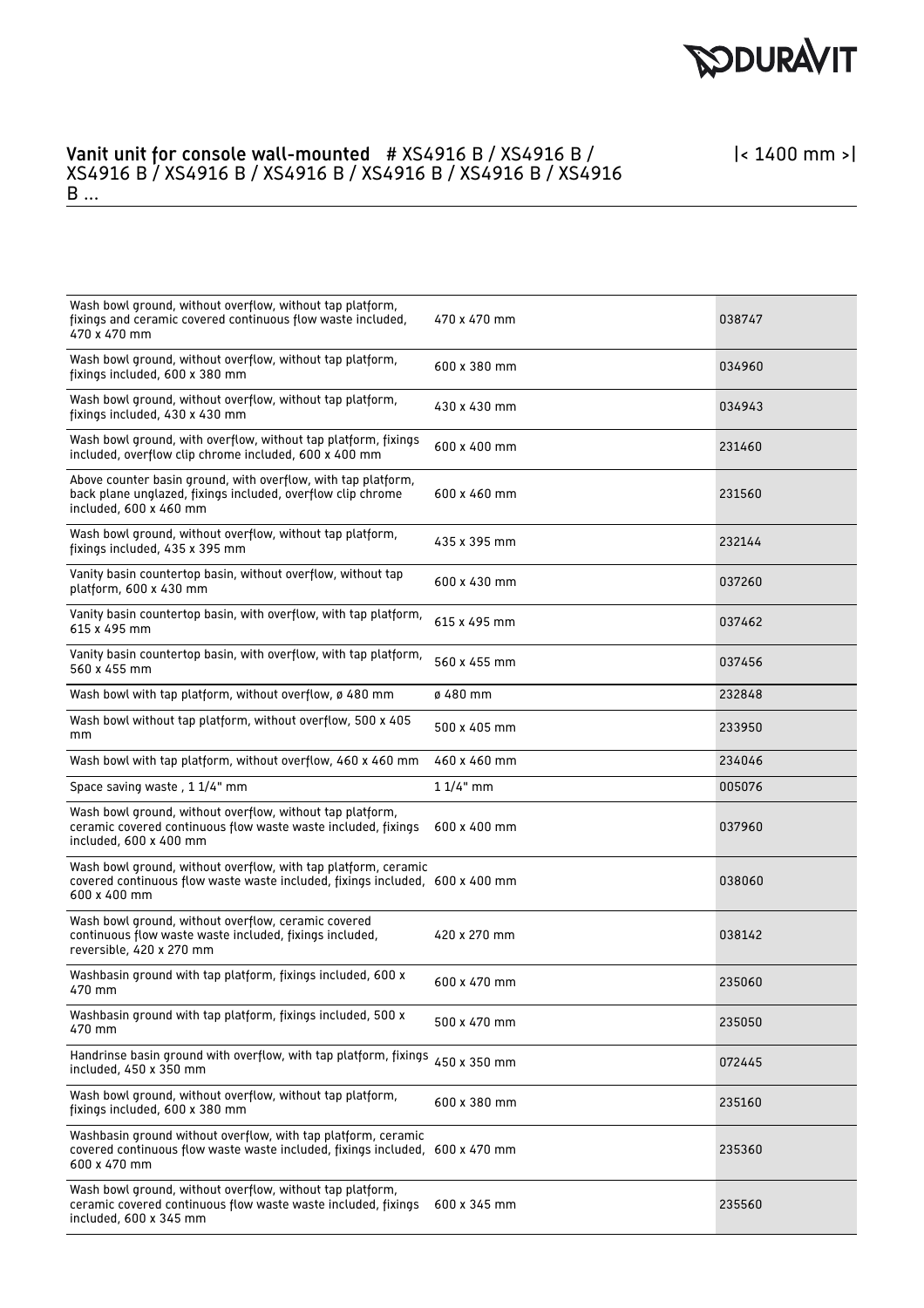## Vanit unit for console wall-mounted # XS4916 B / XS4916 B / XS4916 B / XS4916 B / XS4916 B / XS4916 B / XS4916 B / XS4916 B ...

|< 1400 mm >|

| | | |
|---|---|---|
| Wash bowl ground, without overflow, without tap platform, fixings and ceramic covered continuous flow waste included, 470 x 470 mm | 470 x 470 mm | 038747 |
| Wash bowl ground, without overflow, without tap platform, fixings included, 600 x 380 mm | 600 x 380 mm | 034960 |
| Wash bowl ground, without overflow, without tap platform, fixings included, 430 x 430 mm | 430 x 430 mm | 034943 |
| Wash bowl ground, with overflow, without tap platform, fixings included, overflow clip chrome included, 600 x 400 mm | 600 x 400 mm | 231460 |
| Above counter basin ground, with overflow, with tap platform, back plane unglazed, fixings included, overflow clip chrome included, 600 x 460 mm | 600 x 460 mm | 231560 |
| Wash bowl ground, without overflow, without tap platform, fixings included, 435 x 395 mm | 435 x 395 mm | 232144 |
| Vanity basin countertop basin, without overflow, without tap platform, 600 x 430 mm | 600 x 430 mm | 037260 |
| Vanity basin countertop basin, with overflow, with tap platform, 615 x 495 mm | 615 x 495 mm | 037462 |
| Vanity basin countertop basin, with overflow, with tap platform, 560 x 455 mm | 560 x 455 mm | 037456 |
| Wash bowl with tap platform, without overflow, ø 480 mm | ø 480 mm | 232848 |
| Wash bowl without tap platform, without overflow, 500 x 405 mm | 500 x 405 mm | 233950 |
| Wash bowl with tap platform, without overflow, 460 x 460 mm | 460 x 460 mm | 234046 |
| Space saving waste , 1 1/4" mm | 1 1/4" mm | 005076 |
| Wash bowl ground, without overflow, without tap platform, ceramic covered continuous flow waste waste included, fixings included, 600 x 400 mm | 600 x 400 mm | 037960 |
| Wash bowl ground, without overflow, with tap platform, ceramic covered continuous flow waste waste included, fixings included, 600 x 400 mm | 600 x 400 mm | 038060 |
| Wash bowl ground, without overflow, ceramic covered continuous flow waste waste included, fixings included, reversible, 420 x 270 mm | 420 x 270 mm | 038142 |
| Washbasin ground with tap platform, fixings included, 600 x 470 mm | 600 x 470 mm | 235060 |
| Washbasin ground with tap platform, fixings included, 500 x 470 mm | 500 x 470 mm | 235050 |
| Handrinse basin ground with overflow, with tap platform, fixings included, 450 x 350 mm | 450 x 350 mm | 072445 |
| Wash bowl ground, without overflow, without tap platform, fixings included, 600 x 380 mm | 600 x 380 mm | 235160 |
| Washbasin ground without overflow, with tap platform, ceramic covered continuous flow waste waste included, fixings included, 600 x 470 mm | 600 x 470 mm | 235360 |
| Wash bowl ground, without overflow, without tap platform, ceramic covered continuous flow waste waste included, fixings included, 600 x 345 mm | 600 x 345 mm | 235560 |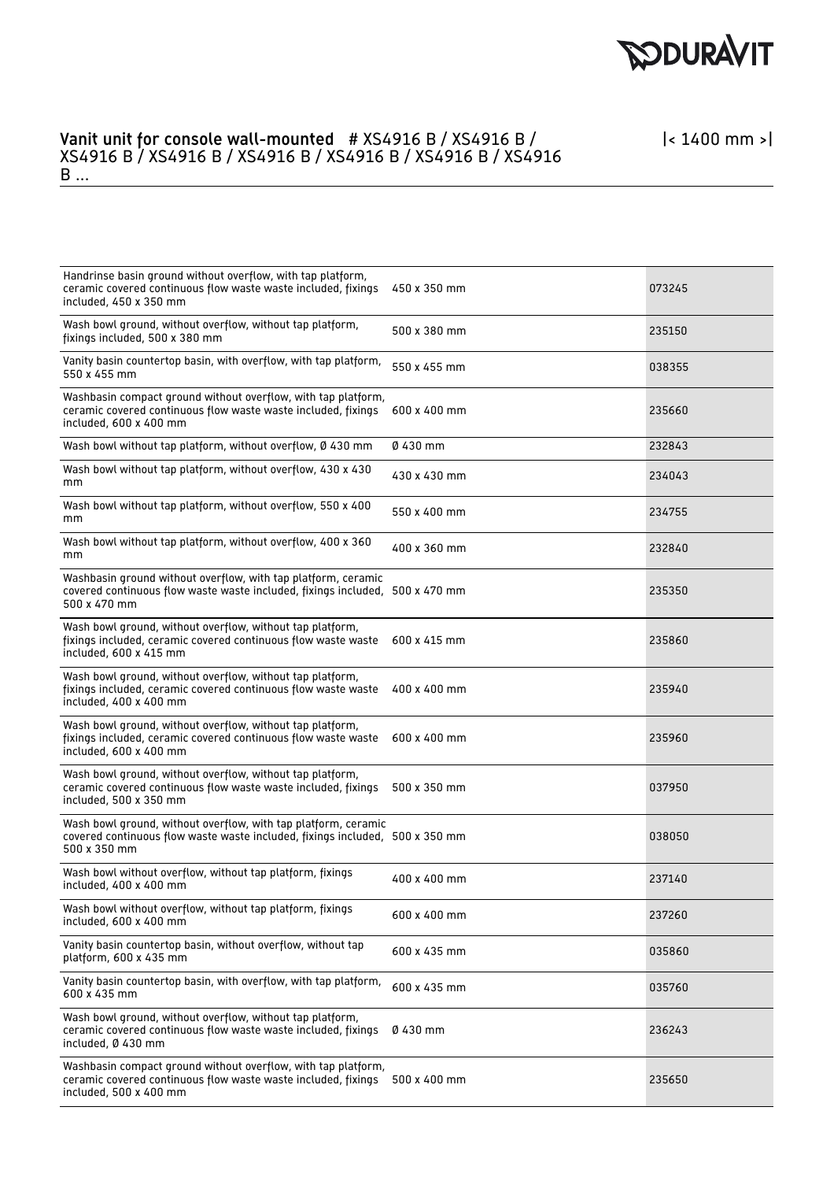## Vanit unit for console wall-mounted # XS4916 B / XS4916 B / XS4916 B / XS4916 B / XS4916 B / XS4916 B / XS4916 B / XS4916 B ...

|< 1400 mm >|

| | | |
|---|---|---|
| Handrinse basin ground without overflow, with tap platform, ceramic covered continuous flow waste waste included, fixings included, 450 x 350 mm | 450 x 350 mm | 073245 |
| Wash bowl ground, without overflow, without tap platform, fixings included, 500 x 380 mm | 500 x 380 mm | 235150 |
| Vanity basin countertop basin, with overflow, with tap platform, 550 x 455 mm | 550 x 455 mm | 038355 |
| Washbasin compact ground without overflow, with tap platform, ceramic covered continuous flow waste waste included, fixings included, 600 x 400 mm | 600 x 400 mm | 235660 |
| Wash bowl without tap platform, without overflow, Ø 430 mm | Ø 430 mm | 232843 |
| Wash bowl without tap platform, without overflow, 430 x 430 mm | 430 x 430 mm | 234043 |
| Wash bowl without tap platform, without overflow, 550 x 400 mm | 550 x 400 mm | 234755 |
| Wash bowl without tap platform, without overflow, 400 x 360 mm | 400 x 360 mm | 232840 |
| Washbasin ground without overflow, with tap platform, ceramic covered continuous flow waste waste included, fixings included, 500 x 470 mm | 500 x 470 mm | 235350 |
| Wash bowl ground, without overflow, without tap platform, fixings included, ceramic covered continuous flow waste waste included, 600 x 415 mm | 600 x 415 mm | 235860 |
| Wash bowl ground, without overflow, without tap platform, fixings included, ceramic covered continuous flow waste waste included, 400 x 400 mm | 400 x 400 mm | 235940 |
| Wash bowl ground, without overflow, without tap platform, fixings included, ceramic covered continuous flow waste waste included, 600 x 400 mm | 600 x 400 mm | 235960 |
| Wash bowl ground, without overflow, without tap platform, ceramic covered continuous flow waste waste included, fixings included, 500 x 350 mm | 500 x 350 mm | 037950 |
| Wash bowl ground, without overflow, with tap platform, ceramic covered continuous flow waste waste included, fixings included, 500 x 350 mm | 500 x 350 mm | 038050 |
| Wash bowl without overflow, without tap platform, fixings included, 400 x 400 mm | 400 x 400 mm | 237140 |
| Wash bowl without overflow, without tap platform, fixings included, 600 x 400 mm | 600 x 400 mm | 237260 |
| Vanity basin countertop basin, without overflow, without tap platform, 600 x 435 mm | 600 x 435 mm | 035860 |
| Vanity basin countertop basin, with overflow, with tap platform, 600 x 435 mm | 600 x 435 mm | 035760 |
| Wash bowl ground, without overflow, without tap platform, ceramic covered continuous flow waste waste included, fixings included, Ø 430 mm | Ø 430 mm | 236243 |
| Washbasin compact ground without overflow, with tap platform, ceramic covered continuous flow waste waste included, fixings included, 500 x 400 mm | 500 x 400 mm | 235650 |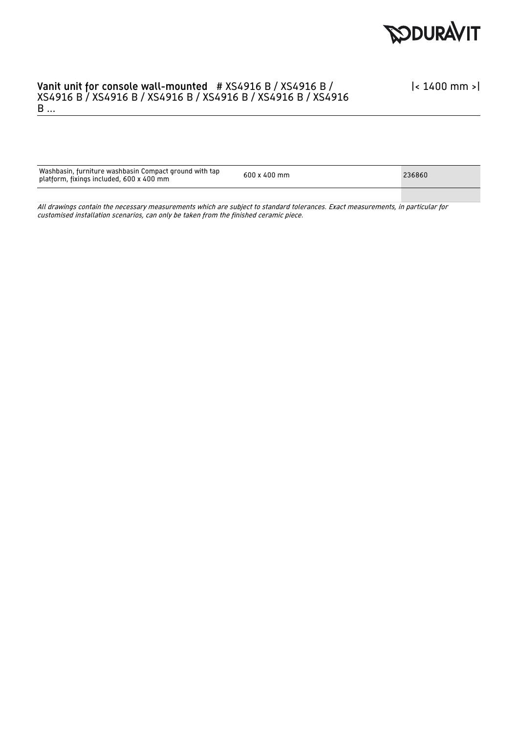**Vanit unit for console wall-mounted** # XS4916 B / XS4916 B / XS4916 B / XS4916 B / XS4916 B / XS4916 B / XS4916 B / XS4916 B ... |< 1400 mm >|

| | | |
|---|---|---|
| Washbasin, furniture washbasin Compact ground with tap platform, fixings included, 600 x 400 mm | 600 x 400 mm | 236860 |
| | | |

*All drawings contain the necessary measurements which are subject to standard tolerances. Exact measurements, in particular for customised installation scenarios, can only be taken from the finished ceramic piece.*